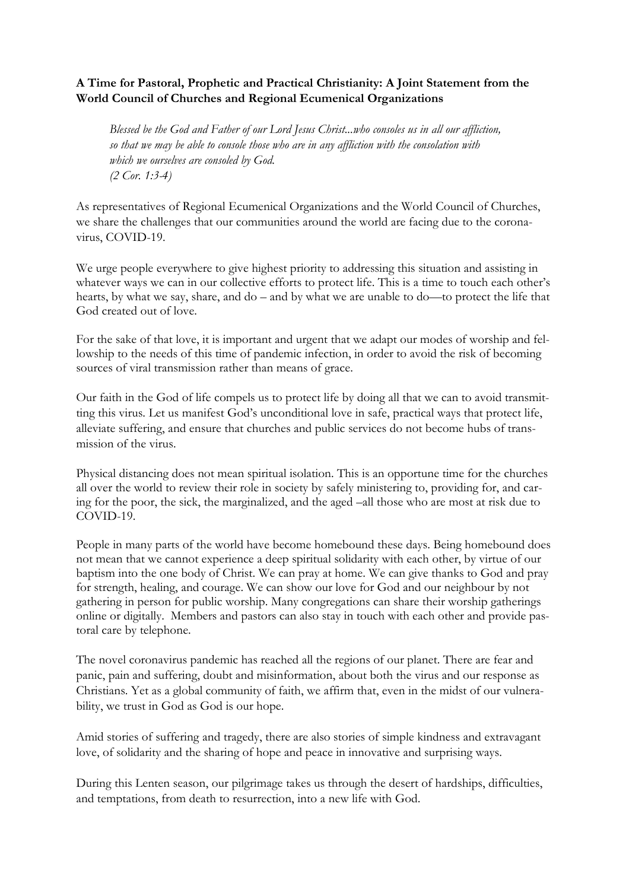**A Time for Pastoral, Prophetic and Practical Christianity: A Joint Statement from the World Council of Churches and Regional Ecumenical Organizations**

> *Blessed be the God and Father of our Lord Jesus Christ...who consoles us in all our affliction, so that we may be able to console those who are in any affliction with the consolation with which we ourselves are consoled by God.*
> *(2 Cor. 1:3-4)*

As representatives of Regional Ecumenical Organizations and the World Council of Churches, we share the challenges that our communities around the world are facing due to the coronavirus, COVID-19.

We urge people everywhere to give highest priority to addressing this situation and assisting in whatever ways we can in our collective efforts to protect life. This is a time to touch each other's hearts, by what we say, share, and do – and by what we are unable to do—to protect the life that God created out of love.

For the sake of that love, it is important and urgent that we adapt our modes of worship and fellowship to the needs of this time of pandemic infection, in order to avoid the risk of becoming sources of viral transmission rather than means of grace.

Our faith in the God of life compels us to protect life by doing all that we can to avoid transmitting this virus. Let us manifest God's unconditional love in safe, practical ways that protect life, alleviate suffering, and ensure that churches and public services do not become hubs of transmission of the virus.

Physical distancing does not mean spiritual isolation. This is an opportune time for the churches all over the world to review their role in society by safely ministering to, providing for, and caring for the poor, the sick, the marginalized, and the aged –all those who are most at risk due to COVID-19.

People in many parts of the world have become homebound these days. Being homebound does not mean that we cannot experience a deep spiritual solidarity with each other, by virtue of our baptism into the one body of Christ. We can pray at home. We can give thanks to God and pray for strength, healing, and courage. We can show our love for God and our neighbour by not gathering in person for public worship. Many congregations can share their worship gatherings online or digitally. Members and pastors can also stay in touch with each other and provide pastoral care by telephone.

The novel coronavirus pandemic has reached all the regions of our planet. There are fear and panic, pain and suffering, doubt and misinformation, about both the virus and our response as Christians. Yet as a global community of faith, we affirm that, even in the midst of our vulnerability, we trust in God as God is our hope.

Amid stories of suffering and tragedy, there are also stories of simple kindness and extravagant love, of solidarity and the sharing of hope and peace in innovative and surprising ways.

During this Lenten season, our pilgrimage takes us through the desert of hardships, difficulties, and temptations, from death to resurrection, into a new life with God.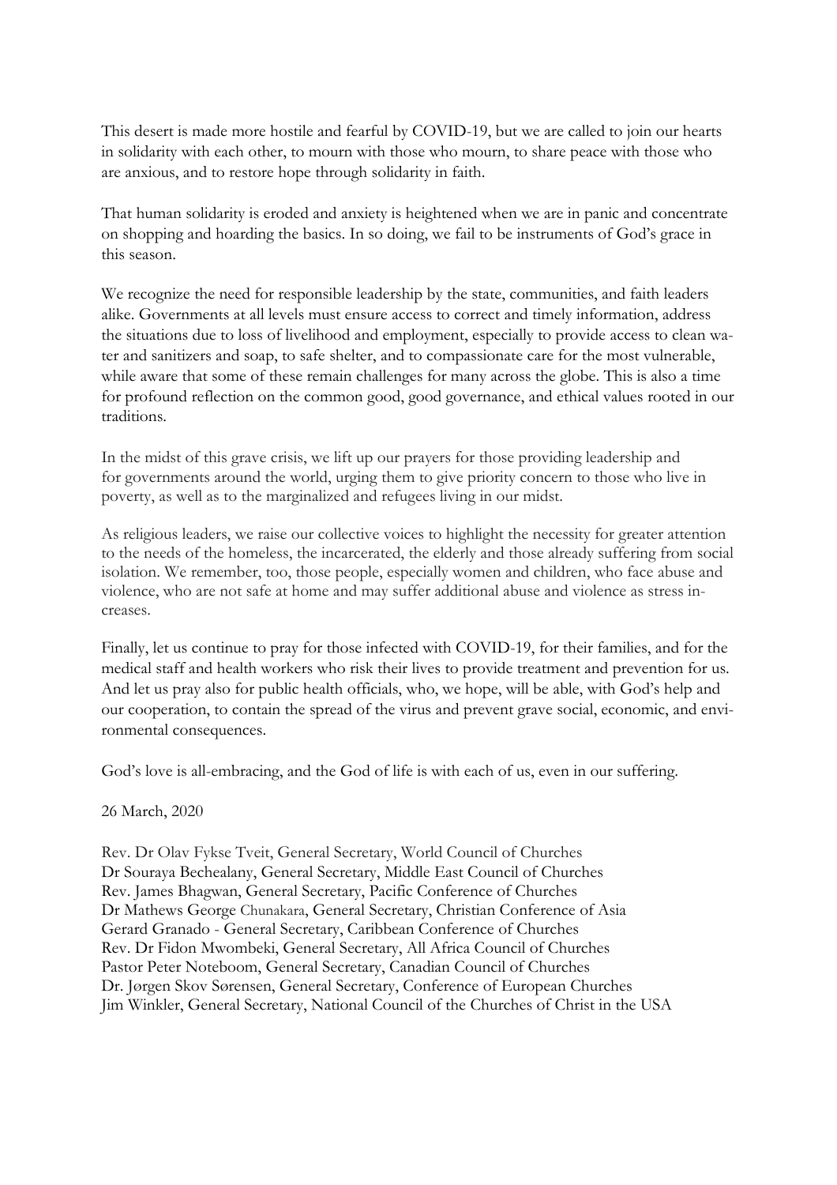This desert is made more hostile and fearful by COVID-19, but we are called to join our hearts in solidarity with each other, to mourn with those who mourn, to share peace with those who are anxious, and to restore hope through solidarity in faith.

That human solidarity is eroded and anxiety is heightened when we are in panic and concentrate on shopping and hoarding the basics. In so doing, we fail to be instruments of God's grace in this season.

We recognize the need for responsible leadership by the state, communities, and faith leaders alike. Governments at all levels must ensure access to correct and timely information, address the situations due to loss of livelihood and employment, especially to provide access to clean water and sanitizers and soap, to safe shelter, and to compassionate care for the most vulnerable, while aware that some of these remain challenges for many across the globe. This is also a time for profound reflection on the common good, good governance, and ethical values rooted in our traditions.

In the midst of this grave crisis, we lift up our prayers for those providing leadership and for governments around the world, urging them to give priority concern to those who live in poverty, as well as to the marginalized and refugees living in our midst.

As religious leaders, we raise our collective voices to highlight the necessity for greater attention to the needs of the homeless, the incarcerated, the elderly and those already suffering from social isolation. We remember, too, those people, especially women and children, who face abuse and violence, who are not safe at home and may suffer additional abuse and violence as stress increases.

Finally, let us continue to pray for those infected with COVID-19, for their families, and for the medical staff and health workers who risk their lives to provide treatment and prevention for us. And let us pray also for public health officials, who, we hope, will be able, with God's help and our cooperation, to contain the spread of the virus and prevent grave social, economic, and environmental consequences.

God's love is all-embracing, and the God of life is with each of us, even in our suffering.

26 March, 2020

Rev. Dr Olav Fykse Tveit, General Secretary, World Council of Churches
Dr Souraya Bechealany, General Secretary, Middle East Council of Churches
Rev. James Bhagwan, General Secretary, Pacific Conference of Churches
Dr Mathews George Chunakara, General Secretary, Christian Conference of Asia
Gerard Granado - General Secretary, Caribbean Conference of Churches
Rev. Dr Fidon Mwombeki, General Secretary, All Africa Council of Churches
Pastor Peter Noteboom, General Secretary, Canadian Council of Churches
Dr. Jørgen Skov Sørensen, General Secretary, Conference of European Churches
Jim Winkler, General Secretary, National Council of the Churches of Christ in the USA